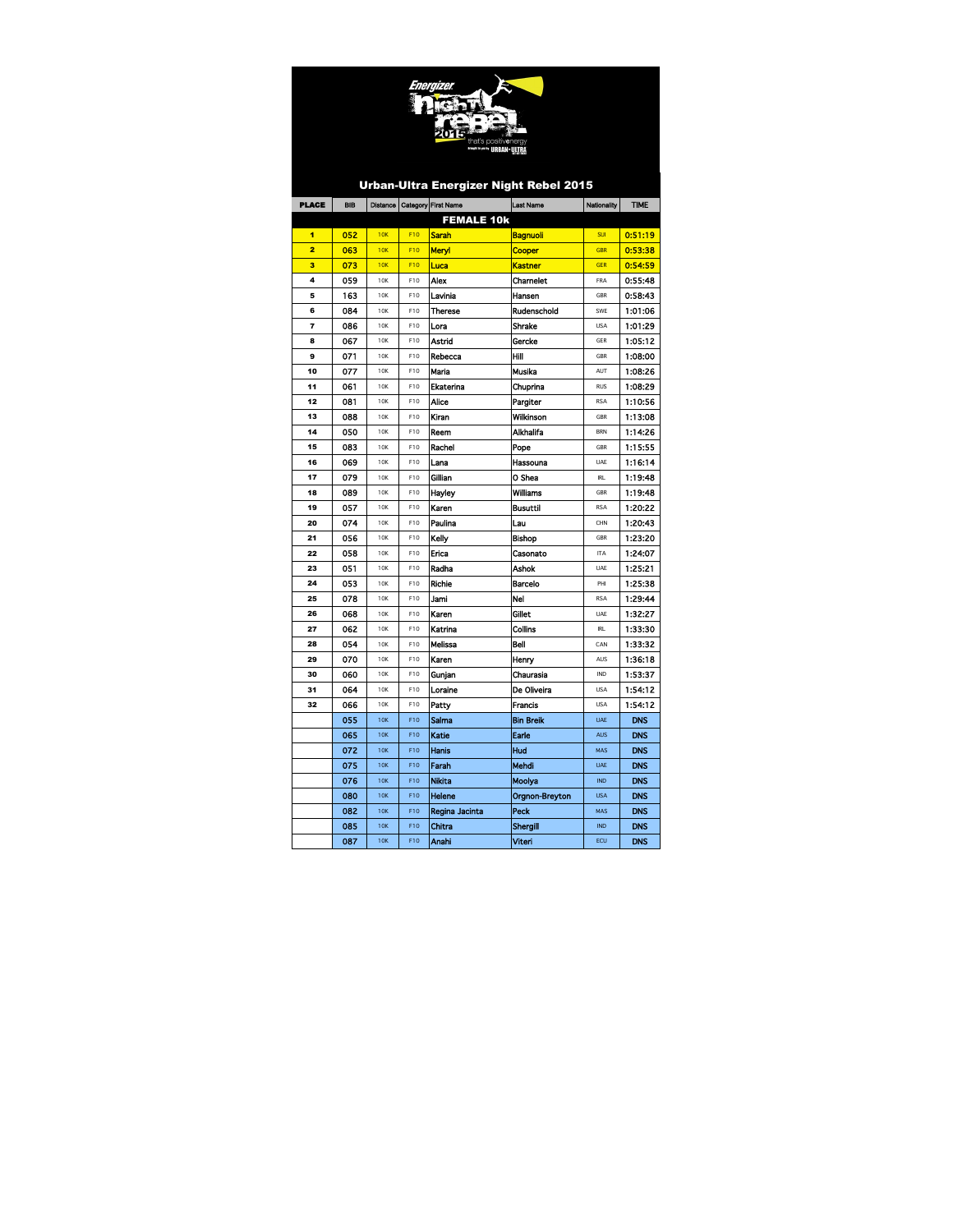# Urban-Ultra Energizer Night Rebel 2015

| PLACE | BIB | Distance | Category | First Name | Last Name | Nationality | TIME |
|---|---|---|---|---|---|---|---|
| **FEMALE 10k** | | | | | | | |
| 1 | 052 | 10K | F10 | Sarah | Bagnuoli | SUI | 0:51:19 |
| 2 | 063 | 10K | F10 | Meryl | Cooper | GBR | 0:53:38 |
| 3 | 073 | 10K | F10 | Luca | Kastner | GER | 0:54:59 |
| 4 | 059 | 10K | F10 | Alex | Charnelet | FRA | 0:55:48 |
| 5 | 163 | 10K | F10 | Lavinia | Hansen | GBR | 0:58:43 |
| 6 | 084 | 10K | F10 | Therese | Rudenschold | SWE | 1:01:06 |
| 7 | 086 | 10K | F10 | Lora | Shrake | USA | 1:01:29 |
| 8 | 067 | 10K | F10 | Astrid | Gercke | GER | 1:05:12 |
| 9 | 071 | 10K | F10 | Rebecca | Hill | GBR | 1:08:00 |
| 10 | 077 | 10K | F10 | Maria | Musika | AUT | 1:08:26 |
| 11 | 061 | 10K | F10 | Ekaterina | Chuprina | RUS | 1:08:29 |
| 12 | 081 | 10K | F10 | Alice | Pargiter | RSA | 1:10:56 |
| 13 | 088 | 10K | F10 | Kiran | Wilkinson | GBR | 1:13:08 |
| 14 | 050 | 10K | F10 | Reem | Alkhalifa | BRN | 1:14:26 |
| 15 | 083 | 10K | F10 | Rachel | Pope | GBR | 1:15:55 |
| 16 | 069 | 10K | F10 | Lana | Hassouna | UAE | 1:16:14 |
| 17 | 079 | 10K | F10 | Gillian | O Shea | IRL | 1:19:48 |
| 18 | 089 | 10K | F10 | Hayley | Williams | GBR | 1:19:48 |
| 19 | 057 | 10K | F10 | Karen | Busuttil | RSA | 1:20:22 |
| 20 | 074 | 10K | F10 | Paulina | Lau | CHN | 1:20:43 |
| 21 | 056 | 10K | F10 | Kelly | Bishop | GBR | 1:23:20 |
| 22 | 058 | 10K | F10 | Erica | Casonato | ITA | 1:24:07 |
| 23 | 051 | 10K | F10 | Radha | Ashok | UAE | 1:25:21 |
| 24 | 053 | 10K | F10 | Richie | Barcelo | PHI | 1:25:38 |
| 25 | 078 | 10K | F10 | Jami | Nel | RSA | 1:29:44 |
| 26 | 068 | 10K | F10 | Karen | Gillet | UAE | 1:32:27 |
| 27 | 062 | 10K | F10 | Katrina | Collins | IRL | 1:33:30 |
| 28 | 054 | 10K | F10 | Melissa | Bell | CAN | 1:33:32 |
| 29 | 070 | 10K | F10 | Karen | Henry | AUS | 1:36:18 |
| 30 | 060 | 10K | F10 | Gunjan | Chaurasia | IND | 1:53:37 |
| 31 | 064 | 10K | F10 | Loraine | De Oliveira | USA | 1:54:12 |
| 32 | 066 | 10K | F10 | Patty | Francis | USA | 1:54:12 |
| | 055 | 10K | F10 | Salma | Bin Breik | UAE | DNS |
| | 065 | 10K | F10 | Katie | Earle | AUS | DNS |
| | 072 | 10K | F10 | Hanis | Hud | MAS | DNS |
| | 075 | 10K | F10 | Farah | Mehdi | UAE | DNS |
| | 076 | 10K | F10 | Nikita | Moolya | IND | DNS |
| | 080 | 10K | F10 | Helene | Orgnon-Breyton | USA | DNS |
| | 082 | 10K | F10 | Regina Jacinta | Peck | MAS | DNS |
| | 085 | 10K | F10 | Chitra | Shergill | IND | DNS |
| | 087 | 10K | F10 | Anahi | Viteri | ECU | DNS |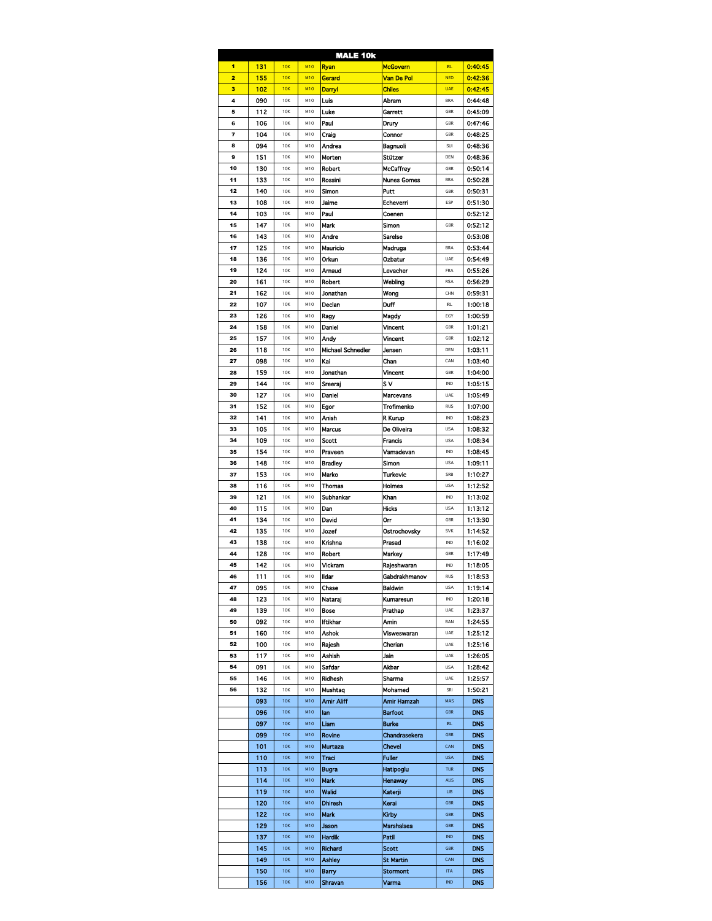| MALE 10k | | | | | | | |
|---|---|---|---|---|---|---|---|
| 1 | 131 | 10K | M10 | Ryan | McGovern | IRL | 0:40:45 |
| 2 | 155 | 10K | M10 | Gerard | Van De Pol | NED | 0:42:36 |
| 3 | 102 | 10K | M10 | Darryl | Chiles | UAE | 0:42:45 |
| 4 | 090 | 10K | M10 | Luis | Abram | BRA | 0:44:48 |
| 5 | 112 | 10K | M10 | Luke | Garrett | GBR | 0:45:09 |
| 6 | 106 | 10K | M10 | Paul | Drury | GBR | 0:47:46 |
| 7 | 104 | 10K | M10 | Craig | Connor | GBR | 0:48:25 |
| 8 | 094 | 10K | M10 | Andrea | Bagnuoli | SUI | 0:48:36 |
| 9 | 151 | 10K | M10 | Morten | Stützer | DEN | 0:48:36 |
| 10 | 130 | 10K | M10 | Robert | McCaffrey | GBR | 0:50:14 |
| 11 | 133 | 10K | M10 | Rossini | Nunes Gomes | BRA | 0:50:28 |
| 12 | 140 | 10K | M10 | Simon | Putt | GBR | 0:50:31 |
| 13 | 108 | 10K | M10 | Jaime | Echeverri | ESP | 0:51:30 |
| 14 | 103 | 10K | M10 | Paul | Coenen | | 0:52:12 |
| 15 | 147 | 10K | M10 | Mark | Simon | GBR | 0:52:12 |
| 16 | 143 | 10K | M10 | Andre | Sarelse | | 0:53:08 |
| 17 | 125 | 10K | M10 | Mauricio | Madruga | BRA | 0:53:44 |
| 18 | 136 | 10K | M10 | Orkun | Ozbatur | UAE | 0:54:49 |
| 19 | 124 | 10K | M10 | Arnaud | Levacher | FRA | 0:55:26 |
| 20 | 161 | 10K | M10 | Robert | Webling | RSA | 0:56:29 |
| 21 | 162 | 10K | M10 | Jonathan | Wong | CHN | 0:59:31 |
| 22 | 107 | 10K | M10 | Declan | Duff | IRL | 1:00:18 |
| 23 | 126 | 10K | M10 | Ragy | Magdy | EGY | 1:00:59 |
| 24 | 158 | 10K | M10 | Daniel | Vincent | GBR | 1:01:21 |
| 25 | 157 | 10K | M10 | Andy | Vincent | GBR | 1:02:12 |
| 26 | 118 | 10K | M10 | Michael Schnedler | Jensen | DEN | 1:03:11 |
| 27 | 098 | 10K | M10 | Kai | Chan | CAN | 1:03:40 |
| 28 | 159 | 10K | M10 | Jonathan | Vincent | GBR | 1:04:00 |
| 29 | 144 | 10K | M10 | Sreeraj | S V | IND | 1:05:15 |
| 30 | 127 | 10K | M10 | Daniel | Marcevans | UAE | 1:05:49 |
| 31 | 152 | 10K | M10 | Egor | Trofimenko | RUS | 1:07:00 |
| 32 | 141 | 10K | M10 | Anish | R Kurup | IND | 1:08:23 |
| 33 | 105 | 10K | M10 | Marcus | De Oliveira | USA | 1:08:32 |
| 34 | 109 | 10K | M10 | Scott | Francis | USA | 1:08:34 |
| 35 | 154 | 10K | M10 | Praveen | Vamadevan | IND | 1:08:45 |
| 36 | 148 | 10K | M10 | Bradley | Simon | USA | 1:09:11 |
| 37 | 153 | 10K | M10 | Marko | Turkovic | SRB | 1:10:27 |
| 38 | 116 | 10K | M10 | Thomas | Holmes | USA | 1:12:52 |
| 39 | 121 | 10K | M10 | Subhankar | Khan | IND | 1:13:02 |
| 40 | 115 | 10K | M10 | Dan | Hicks | USA | 1:13:12 |
| 41 | 134 | 10K | M10 | David | Orr | GBR | 1:13:30 |
| 42 | 135 | 10K | M10 | Jozef | Ostrochovsky | SVK | 1:14:52 |
| 43 | 138 | 10K | M10 | Krishna | Prasad | IND | 1:16:02 |
| 44 | 128 | 10K | M10 | Robert | Markey | GBR | 1:17:49 |
| 45 | 142 | 10K | M10 | Vickram | Rajeshwaran | IND | 1:18:05 |
| 46 | 111 | 10K | M10 | Ildar | Gabdrakhmanov | RUS | 1:18:53 |
| 47 | 095 | 10K | M10 | Chase | Baldwin | USA | 1:19:14 |
| 48 | 123 | 10K | M10 | Nataraj | Kumaresun | IND | 1:20:18 |
| 49 | 139 | 10K | M10 | Bose | Prathap | UAE | 1:23:37 |
| 50 | 092 | 10K | M10 | Iftikhar | Amin | BAN | 1:24:55 |
| 51 | 160 | 10K | M10 | Ashok | Visweswaran | UAE | 1:25:12 |
| 52 | 100 | 10K | M10 | Rajesh | Cherian | UAE | 1:25:16 |
| 53 | 117 | 10K | M10 | Ashish | Jain | UAE | 1:26:05 |
| 54 | 091 | 10K | M10 | Safdar | Akbar | USA | 1:28:42 |
| 55 | 146 | 10K | M10 | Ridhesh | Sharma | UAE | 1:25:57 |
| 56 | 132 | 10K | M10 | Mushtaq | Mohamed | SRI | 1:50:21 |
| | 093 | 10K | M10 | Amir Aliff | Amir Hamzah | MAS | DNS |
| | 096 | 10K | M10 | Ian | Barfoot | GBR | DNS |
| | 097 | 10K | M10 | Liam | Burke | IRL | DNS |
| | 099 | 10K | M10 | Rovine | Chandrasekera | GBR | DNS |
| | 101 | 10K | M10 | Murtaza | Chevel | CAN | DNS |
| | 110 | 10K | M10 | Traci | Fuller | USA | DNS |
| | 113 | 10K | M10 | Bugra | Hatipoglu | TUR | DNS |
| | 114 | 10K | M10 | Mark | Henaway | AUS | DNS |
| | 119 | 10K | M10 | Walid | Katerji | LIB | DNS |
| | 120 | 10K | M10 | Dhiresh | Kerai | GBR | DNS |
| | 122 | 10K | M10 | Mark | Kirby | GBR | DNS |
| | 129 | 10K | M10 | Jason | Marshalsea | GBR | DNS |
| | 137 | 10K | M10 | Hardik | Patil | IND | DNS |
| | 145 | 10K | M10 | Richard | Scott | GBR | DNS |
| | 149 | 10K | M10 | Ashley | St Martin | CAN | DNS |
| | 150 | 10K | M10 | Barry | Stormont | ITA | DNS |
| | 156 | 10K | M10 | Shravan | Varma | IND | DNS |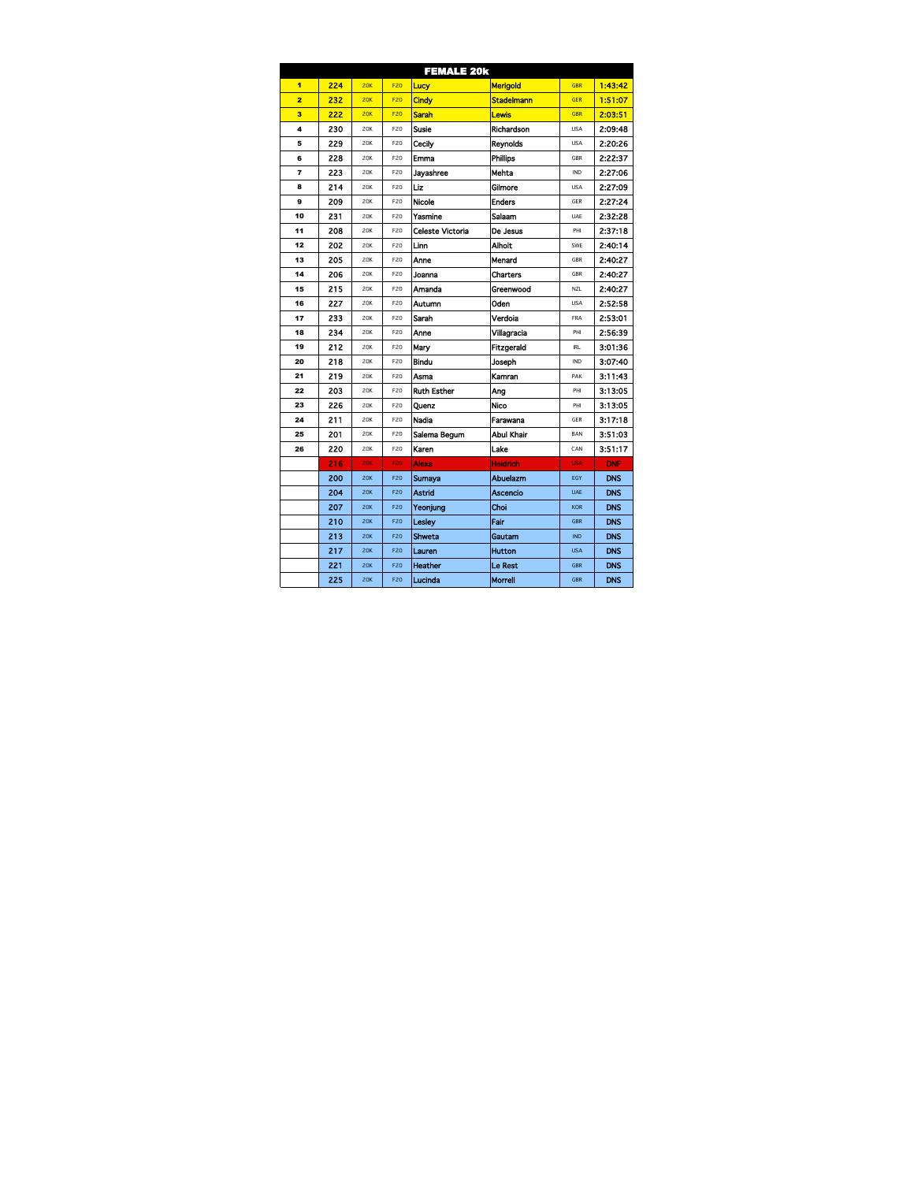| FEMALE 20k | | | | | | | |
|---|---|---|---|---|---|---|---|
| 1 | 224 | 20K | F20 | Lucy | Merigold | GBR | 1:43:42 |
| 2 | 232 | 20K | F20 | Cindy | Stadelmann | GER | 1:51:07 |
| 3 | 222 | 20K | F20 | Sarah | Lewis | GBR | 2:03:51 |
| 4 | 230 | 20K | F20 | Susie | Richardson | USA | 2:09:48 |
| 5 | 229 | 20K | F20 | Cecily | Reynolds | USA | 2:20:26 |
| 6 | 228 | 20K | F20 | Emma | Phillips | GBR | 2:22:37 |
| 7 | 223 | 20K | F20 | Jayashree | Mehta | IND | 2:27:06 |
| 8 | 214 | 20K | F20 | Liz | Gilmore | USA | 2:27:09 |
| 9 | 209 | 20K | F20 | Nicole | Enders | GER | 2:27:24 |
| 10 | 231 | 20K | F20 | Yasmine | Salaam | UAE | 2:32:28 |
| 11 | 208 | 20K | F20 | Celeste Victoria | De Jesus | PHI | 2:37:18 |
| 12 | 202 | 20K | F20 | Linn | Alholt | SWE | 2:40:14 |
| 13 | 205 | 20K | F20 | Anne | Menard | GBR | 2:40:27 |
| 14 | 206 | 20K | F20 | Joanna | Charters | GBR | 2:40:27 |
| 15 | 215 | 20K | F20 | Amanda | Greenwood | NZL | 2:40:27 |
| 16 | 227 | 20K | F20 | Autumn | Oden | USA | 2:52:58 |
| 17 | 233 | 20K | F20 | Sarah | Verdoia | FRA | 2:53:01 |
| 18 | 234 | 20K | F20 | Anne | Villagracia | PHI | 2:56:39 |
| 19 | 212 | 20K | F20 | Mary | Fitzgerald | IRL | 3:01:36 |
| 20 | 218 | 20K | F20 | Bindu | Joseph | IND | 3:07:40 |
| 21 | 219 | 20K | F20 | Asma | Kamran | PAK | 3:11:43 |
| 22 | 203 | 20K | F20 | Ruth Esther | Ang | PHI | 3:13:05 |
| 23 | 226 | 20K | F20 | Quenz | Nico | PHI | 3:13:05 |
| 24 | 211 | 20K | F20 | Nadia | Farawana | GER | 3:17:18 |
| 25 | 201 | 20K | F20 | Salema Begum | Abul Khair | BAN | 3:51:03 |
| 26 | 220 | 20K | F20 | Karen | Lake | CAN | 3:51:17 |
| | 216 | 20K | F20 | Alexa | Heidrich | USA | DNF |
| | 200 | 20K | F20 | Sumaya | Abuelazm | EGY | DNS |
| | 204 | 20K | F20 | Astrid | Ascencio | UAE | DNS |
| | 207 | 20K | F20 | Yeonjung | Choi | KOR | DNS |
| | 210 | 20K | F20 | Lesley | Fair | GBR | DNS |
| | 213 | 20K | F20 | Shweta | Gautam | IND | DNS |
| | 217 | 20K | F20 | Lauren | Hutton | USA | DNS |
| | 221 | 20K | F20 | Heather | Le Rest | GBR | DNS |
| | 225 | 20K | F20 | Lucinda | Morrell | GBR | DNS |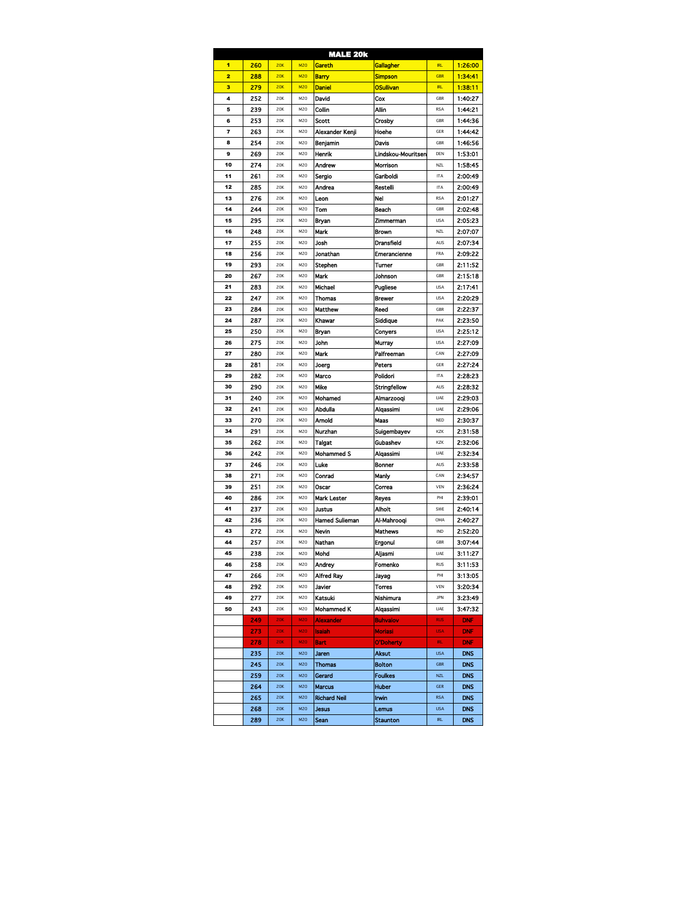# MALE 20k

| | | | | | | | |
|---|---|---|---|---|---|---|---|
| 1 | 260 | 20K | M20 | Gareth | Gallagher | IRL | 1:26:00 |
| 2 | 288 | 20K | M20 | Barry | Simpson | GBR | 1:34:41 |
| 3 | 279 | 20K | M20 | Daniel | OSullivan | IRL | 1:38:11 |
| 4 | 252 | 20K | M20 | David | Cox | GBR | 1:40:27 |
| 5 | 239 | 20K | M20 | Collin | Allin | RSA | 1:44:21 |
| 6 | 253 | 20K | M20 | Scott | Crosby | GBR | 1:44:36 |
| 7 | 263 | 20K | M20 | Alexander Kenji | Hoehe | GER | 1:44:42 |
| 8 | 254 | 20K | M20 | Benjamin | Davis | GBR | 1:46:56 |
| 9 | 269 | 20K | M20 | Henrik | Lindskou-Mouritsen | DEN | 1:53:01 |
| 10 | 274 | 20K | M20 | Andrew | Morrison | NZL | 1:58:45 |
| 11 | 261 | 20K | M20 | Sergio | Gariboldi | ITA | 2:00:49 |
| 12 | 285 | 20K | M20 | Andrea | Restelli | ITA | 2:00:49 |
| 13 | 276 | 20K | M20 | Leon | Nel | RSA | 2:01:27 |
| 14 | 244 | 20K | M20 | Tom | Beach | GBR | 2:02:48 |
| 15 | 295 | 20K | M20 | Bryan | Zimmerman | USA | 2:05:23 |
| 16 | 248 | 20K | M20 | Mark | Brown | NZL | 2:07:07 |
| 17 | 255 | 20K | M20 | Josh | Dransfield | AUS | 2:07:34 |
| 18 | 256 | 20K | M20 | Jonathan | Emerancienne | FRA | 2:09:22 |
| 19 | 293 | 20K | M20 | Stephen | Turner | GBR | 2:11:52 |
| 20 | 267 | 20K | M20 | Mark | Johnson | GBR | 2:15:18 |
| 21 | 283 | 20K | M20 | Michael | Pugliese | USA | 2:17:41 |
| 22 | 247 | 20K | M20 | Thomas | Brewer | USA | 2:20:29 |
| 23 | 284 | 20K | M20 | Matthew | Reed | GBR | 2:22:37 |
| 24 | 287 | 20K | M20 | Khawar | Siddique | PAK | 2:23:50 |
| 25 | 250 | 20K | M20 | Bryan | Conyers | USA | 2:25:12 |
| 26 | 275 | 20K | M20 | John | Murray | USA | 2:27:09 |
| 27 | 280 | 20K | M20 | Mark | Palfreeman | CAN | 2:27:09 |
| 28 | 281 | 20K | M20 | Joerg | Peters | GER | 2:27:24 |
| 29 | 282 | 20K | M20 | Marco | Polidori | ITA | 2:28:23 |
| 30 | 290 | 20K | M20 | Mike | Stringfellow | AUS | 2:28:32 |
| 31 | 240 | 20K | M20 | Mohamed | Almarzooqi | UAE | 2:29:03 |
| 32 | 241 | 20K | M20 | Abdulla | Alqassimi | UAE | 2:29:06 |
| 33 | 270 | 20K | M20 | Arnold | Maas | NED | 2:30:37 |
| 34 | 291 | 20K | M20 | Nurzhan | Suigembayev | KZK | 2:31:58 |
| 35 | 262 | 20K | M20 | Talgat | Gubashev | KZK | 2:32:06 |
| 36 | 242 | 20K | M20 | Mohammed S | Alqassimi | UAE | 2:32:34 |
| 37 | 246 | 20K | M20 | Luke | Bonner | AUS | 2:33:58 |
| 38 | 271 | 20K | M20 | Conrad | Manly | CAN | 2:34:57 |
| 39 | 251 | 20K | M20 | Oscar | Correa | VEN | 2:36:24 |
| 40 | 286 | 20K | M20 | Mark Lester | Reyes | PHI | 2:39:01 |
| 41 | 237 | 20K | M20 | Justus | Alholt | SWE | 2:40:14 |
| 42 | 236 | 20K | M20 | Hamed Sulieman | Al-Mahrooqi | OMA | 2:40:27 |
| 43 | 272 | 20K | M20 | Nevin | Mathews | IND | 2:52:20 |
| 44 | 257 | 20K | M20 | Nathan | Ergonul | GBR | 3:07:44 |
| 45 | 238 | 20K | M20 | Mohd | Aljasmi | UAE | 3:11:27 |
| 46 | 258 | 20K | M20 | Andrey | Fomenko | RUS | 3:11:53 |
| 47 | 266 | 20K | M20 | Alfred Ray | Jayag | PHI | 3:13:05 |
| 48 | 292 | 20K | M20 | Javier | Torres | VEN | 3:20:34 |
| 49 | 277 | 20K | M20 | Katsuki | Nishimura | JPN | 3:23:49 |
| 50 | 243 | 20K | M20 | Mohammed K | Alqassimi | UAE | 3:47:32 |
| | 249 | 20K | M20 | Alexander | Buhvalov | RUS | DNF |
| | 273 | 20K | M20 | Isaiah | Moriasi | USA | DNF |
| | 278 | 20K | M20 | Bart | O'Doherty | IRL | DNF |
| | 235 | 20K | M20 | Jaren | Aksut | USA | DNS |
| | 245 | 20K | M20 | Thomas | Bolton | GBR | DNS |
| | 259 | 20K | M20 | Gerard | Foulkes | NZL | DNS |
| | 264 | 20K | M20 | Marcus | Huber | GER | DNS |
| | 265 | 20K | M20 | Richard Neil | Irwin | RSA | DNS |
| | 268 | 20K | M20 | Jesus | Lemus | USA | DNS |
| | 289 | 20K | M20 | Sean | Staunton | IRL | DNS |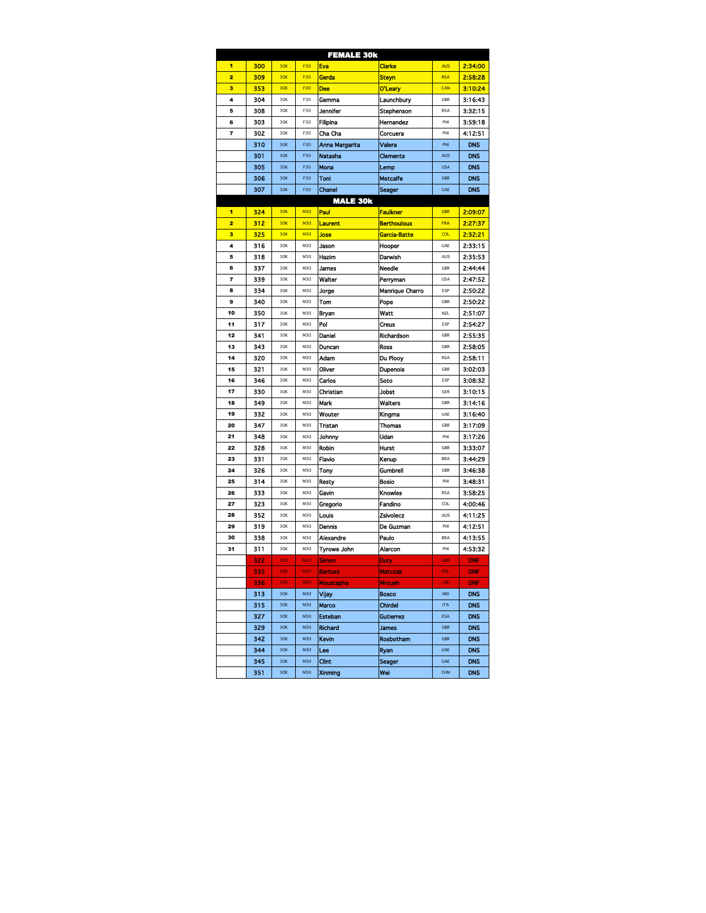## FEMALE 30k

| | | | | | | | |
|---|---|---|---|---|---|---|---|
| 1 | 300 | 30K | F30 | Eva | Clarke | AUS | 2:34:00 |
| 2 | 309 | 30K | F30 | Gerda | Steyn | RSA | 2:58:28 |
| 3 | 353 | 30K | F30 | Dee | O'Leary | CAN | 3:10:24 |
| 4 | 304 | 30K | F30 | Gemma | Launchbury | GBR | 3:16:43 |
| 5 | 308 | 30K | F30 | Jennifer | Stephenson | RSA | 3:32:15 |
| 6 | 303 | 30K | F30 | Filipina | Hernandez | PHI | 3:59:18 |
| 7 | 302 | 30K | F30 | Cha Cha | Corcuera | PHI | 4:12:51 |
| | 310 | 30K | F30 | Anna Margarita | Valera | PHI | DNS |
| | 301 | 30K | F30 | Natasha | Clements | AUS | DNS |
| | 305 | 30K | F30 | Mona | Lemp | USA | DNS |
| | 306 | 30K | F30 | Toni | Metcalfe | GBR | DNS |
| | 307 | 30K | F30 | Chanel | Seager | UAE | DNS |

## MALE 30k

| | | | | | | | |
|---|---|---|---|---|---|---|---|
| 1 | 324 | 30K | M30 | Paul | Faulkner | GBR | 2:09:07 |
| 2 | 312 | 30K | M30 | Laurent | Berthouloux | FRA | 2:27:37 |
| 3 | 325 | 30K | M30 | Jose | Garcia-Batte | COL | 2:32:21 |
| 4 | 316 | 30K | M30 | Jason | Hooper | UAE | 2:33:15 |
| 5 | 318 | 30K | M30 | Hazim | Darwish | AUS | 2:35:53 |
| 6 | 337 | 30K | M30 | James | Needle | GBR | 2:44:44 |
| 7 | 339 | 30K | M30 | Walter | Perryman | USA | 2:47:52 |
| 8 | 334 | 30K | M30 | Jorge | Manrique Charro | ESP | 2:50:22 |
| 9 | 340 | 30K | M30 | Tom | Pope | GBR | 2:50:22 |
| 10 | 350 | 30K | M30 | Bryan | Watt | NZL | 2:51:07 |
| 11 | 317 | 30K | M30 | Pol | Creus | ESP | 2:54:27 |
| 12 | 341 | 30K | M30 | Daniel | Richardson | GBR | 2:55:35 |
| 13 | 343 | 30K | M30 | Duncan | Ross | GBR | 2:58:05 |
| 14 | 320 | 30K | M30 | Adam | Du Plooy | RSA | 2:58:11 |
| 15 | 321 | 30K | M30 | Oliver | Dupenois | GBR | 3:02:03 |
| 16 | 346 | 30K | M30 | Carlos | Soto | ESP | 3:08:32 |
| 17 | 330 | 30K | M30 | Christian | Jobst | GER | 3:10:15 |
| 18 | 349 | 30K | M30 | Mark | Walters | GBR | 3:14:16 |
| 19 | 332 | 30K | M30 | Wouter | Kingma | UAE | 3:16:40 |
| 20 | 347 | 30K | M30 | Tristan | Thomas | GBR | 3:17:09 |
| 21 | 348 | 30K | M30 | Johnny | Udan | PHI | 3:17:26 |
| 22 | 328 | 30K | M30 | Robin | Hurst | GBR | 3:33:07 |
| 23 | 331 | 30K | M30 | Flavio | Kenup | BRA | 3:44:29 |
| 24 | 326 | 30K | M30 | Tony | Gumbrell | GBR | 3:46:38 |
| 25 | 314 | 30K | M30 | Resty | Bosio | PHI | 3:48:31 |
| 26 | 333 | 30K | M30 | Gavin | Knowles | RSA | 3:58:25 |
| 27 | 323 | 30K | M30 | Gregorio | Fandino | COL | 4:00:46 |
| 28 | 352 | 30K | M30 | Louis | Zsivolecz | AUS | 4:11:25 |
| 29 | 319 | 30K | M30 | Dennis | De Guzman | PHI | 4:12:51 |
| 30 | 338 | 30K | M30 | Alexandre | Paulo | BRA | 4:13:55 |
| 31 | 311 | 30K | M30 | Tyrowe John | Alarcon | PHI | 4:53:32 |
| | 322 | 30K | M30 | Simon | Dury | GBR | DNF |
| | 335 | 30K | M30 | Bartosz | Matczak | POL | DNF |
| | 336 | 30K | M30 | Moustapha | Mroueh | LIB | DNF |
| | 313 | 30K | M30 | Vijay | Bosco | IND | DNS |
| | 315 | 30K | M30 | Marco | Chirdel | ITA | DNS |
| | 327 | 30K | M30 | Esteban | Gutierrez | ESA | DNS |
| | 329 | 30K | M30 | Richard | James | GBR | DNS |
| | 342 | 30K | M30 | Kevin | Rosbotham | GBR | DNS |
| | 344 | 30K | M30 | Lee | Ryan | UAE | DNS |
| | 345 | 30K | M30 | Clint | Seager | UAE | DNS |
| | 351 | 30K | M30 | Xinming | Wei | CHN | DNS |